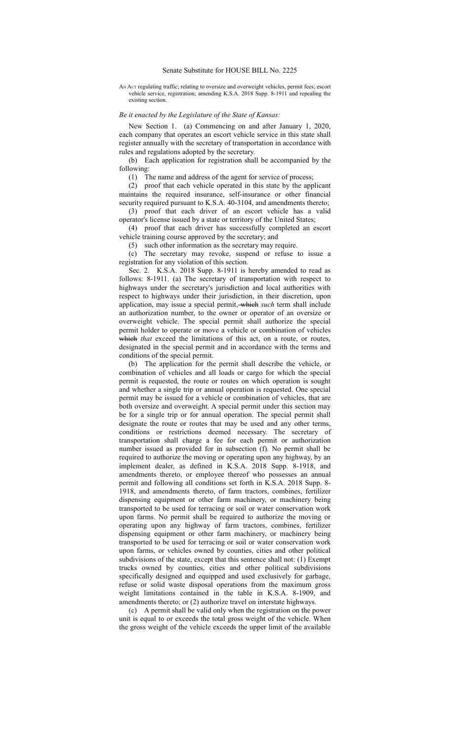# Senate Substitute for HOUSE BILL No. 2225

AN ACT regulating traffic; relating to oversize and overweight vehicles, permit fees; escort vehicle service, registration; amending K.S.A. 2018 Supp. 8-1911 and repealing the existing section.

*Be it enacted by the Legislature of the State of Kansas:*

New Section 1. (a) Commencing on and after January 1, 2020, each company that operates an escort vehicle service in this state shall register annually with the secretary of transportation in accordance with rules and regulations adopted by the secretary.

(b) Each application for registration shall be accompanied by the following:

(1) The name and address of the agent for service of process;

(2) proof that each vehicle operated in this state by the applicant maintains the required insurance, self-insurance or other financial security required pursuant to K.S.A. 40-3104, and amendments thereto;

(3) proof that each driver of an escort vehicle has a valid operator's license issued by a state or territory of the United States;

(4) proof that each driver has successfully completed an escort vehicle training course approved by the secretary; and

(5) such other information as the secretary may require.

(c) The secretary may revoke, suspend or refuse to issue a registration for any violation of this section.

Sec. 2. K.S.A. 2018 Supp. 8-1911 is hereby amended to read as follows: 8-1911. (a) The secretary of transportation with respect to highways under the secretary's jurisdiction and local authorities with respect to highways under their jurisdiction, in their discretion, upon application, may issue a special permit, ~~which~~ *such* term shall include an authorization number, to the owner or operator of an oversize or overweight vehicle. The special permit shall authorize the special permit holder to operate or move a vehicle or combination of vehicles ~~which~~ *that* exceed the limitations of this act, on a route, or routes, designated in the special permit and in accordance with the terms and conditions of the special permit.

(b) The application for the permit shall describe the vehicle, or combination of vehicles and all loads or cargo for which the special permit is requested, the route or routes on which operation is sought and whether a single trip or annual operation is requested. One special permit may be issued for a vehicle or combination of vehicles, that are both oversize and overweight. A special permit under this section may be for a single trip or for annual operation. The special permit shall designate the route or routes that may be used and any other terms, conditions or restrictions deemed necessary. The secretary of transportation shall charge a fee for each permit or authorization number issued as provided for in subsection (f). No permit shall be required to authorize the moving or operating upon any highway, by an implement dealer, as defined in K.S.A. 2018 Supp. 8-1918, and amendments thereto, or employee thereof who possesses an annual permit and following all conditions set forth in K.S.A. 2018 Supp. 8-1918, and amendments thereto, of farm tractors, combines, fertilizer dispensing equipment or other farm machinery, or machinery being transported to be used for terracing or soil or water conservation work upon farms. No permit shall be required to authorize the moving or operating upon any highway of farm tractors, combines, fertilizer dispensing equipment or other farm machinery, or machinery being transported to be used for terracing or soil or water conservation work upon farms, or vehicles owned by counties, cities and other political subdivisions of the state, except that this sentence shall not: (1) Exempt trucks owned by counties, cities and other political subdivisions specifically designed and equipped and used exclusively for garbage, refuse or solid waste disposal operations from the maximum gross weight limitations contained in the table in K.S.A. 8-1909, and amendments thereto; or (2) authorize travel on interstate highways.

(c) A permit shall be valid only when the registration on the power unit is equal to or exceeds the total gross weight of the vehicle. When the gross weight of the vehicle exceeds the upper limit of the available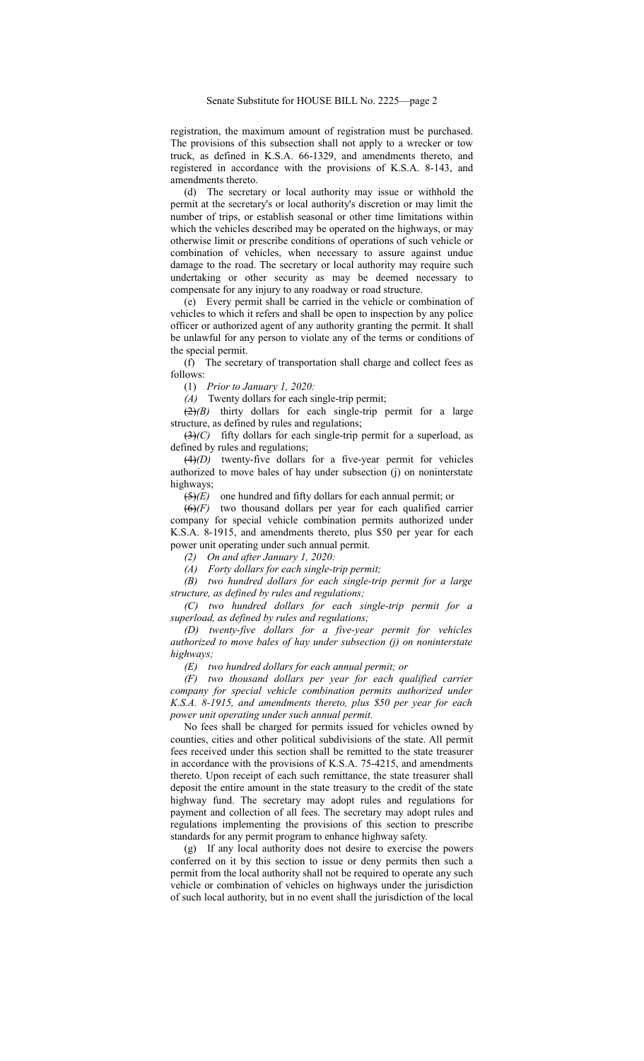registration, the maximum amount of registration must be purchased. The provisions of this subsection shall not apply to a wrecker or tow truck, as defined in K.S.A. 66-1329, and amendments thereto, and registered in accordance with the provisions of K.S.A. 8-143, and amendments thereto.

(d) The secretary or local authority may issue or withhold the permit at the secretary's or local authority's discretion or may limit the number of trips, or establish seasonal or other time limitations within which the vehicles described may be operated on the highways, or may otherwise limit or prescribe conditions of operations of such vehicle or combination of vehicles, when necessary to assure against undue damage to the road. The secretary or local authority may require such undertaking or other security as may be deemed necessary to compensate for any injury to any roadway or road structure.

(e) Every permit shall be carried in the vehicle or combination of vehicles to which it refers and shall be open to inspection by any police officer or authorized agent of any authority granting the permit. It shall be unlawful for any person to violate any of the terms or conditions of the special permit.

(f) The secretary of transportation shall charge and collect fees as follows:

(1) *Prior to January 1, 2020:*

*(A)* Twenty dollars for each single-trip permit;

~~(2)~~*(B)* thirty dollars for each single-trip permit for a large structure, as defined by rules and regulations;

~~(3)~~*(C)* fifty dollars for each single-trip permit for a superload, as defined by rules and regulations;

~~(4)~~*(D)* twenty-five dollars for a five-year permit for vehicles authorized to move bales of hay under subsection (j) on noninterstate highways;

~~(5)~~*(E)* one hundred and fifty dollars for each annual permit; or

~~(6)~~*(F)* two thousand dollars per year for each qualified carrier company for special vehicle combination permits authorized under K.S.A. 8-1915, and amendments thereto, plus $50 per year for each power unit operating under such annual permit.

*(2) On and after January 1, 2020:*

*(A) Forty dollars for each single-trip permit;*

*(B) two hundred dollars for each single-trip permit for a large structure, as defined by rules and regulations;*

*(C) two hundred dollars for each single-trip permit for a superload, as defined by rules and regulations;*

*(D) twenty-five dollars for a five-year permit for vehicles authorized to move bales of hay under subsection (j) on noninterstate highways;*

*(E) two hundred dollars for each annual permit; or*

*(F) two thousand dollars per year for each qualified carrier company for special vehicle combination permits authorized under K.S.A. 8-1915, and amendments thereto, plus $50 per year for each power unit operating under such annual permit.*

No fees shall be charged for permits issued for vehicles owned by counties, cities and other political subdivisions of the state. All permit fees received under this section shall be remitted to the state treasurer in accordance with the provisions of K.S.A. 75-4215, and amendments thereto. Upon receipt of each such remittance, the state treasurer shall deposit the entire amount in the state treasury to the credit of the state highway fund. The secretary may adopt rules and regulations for payment and collection of all fees. The secretary may adopt rules and regulations implementing the provisions of this section to prescribe standards for any permit program to enhance highway safety.

(g) If any local authority does not desire to exercise the powers conferred on it by this section to issue or deny permits then such a permit from the local authority shall not be required to operate any such vehicle or combination of vehicles on highways under the jurisdiction of such local authority, but in no event shall the jurisdiction of the local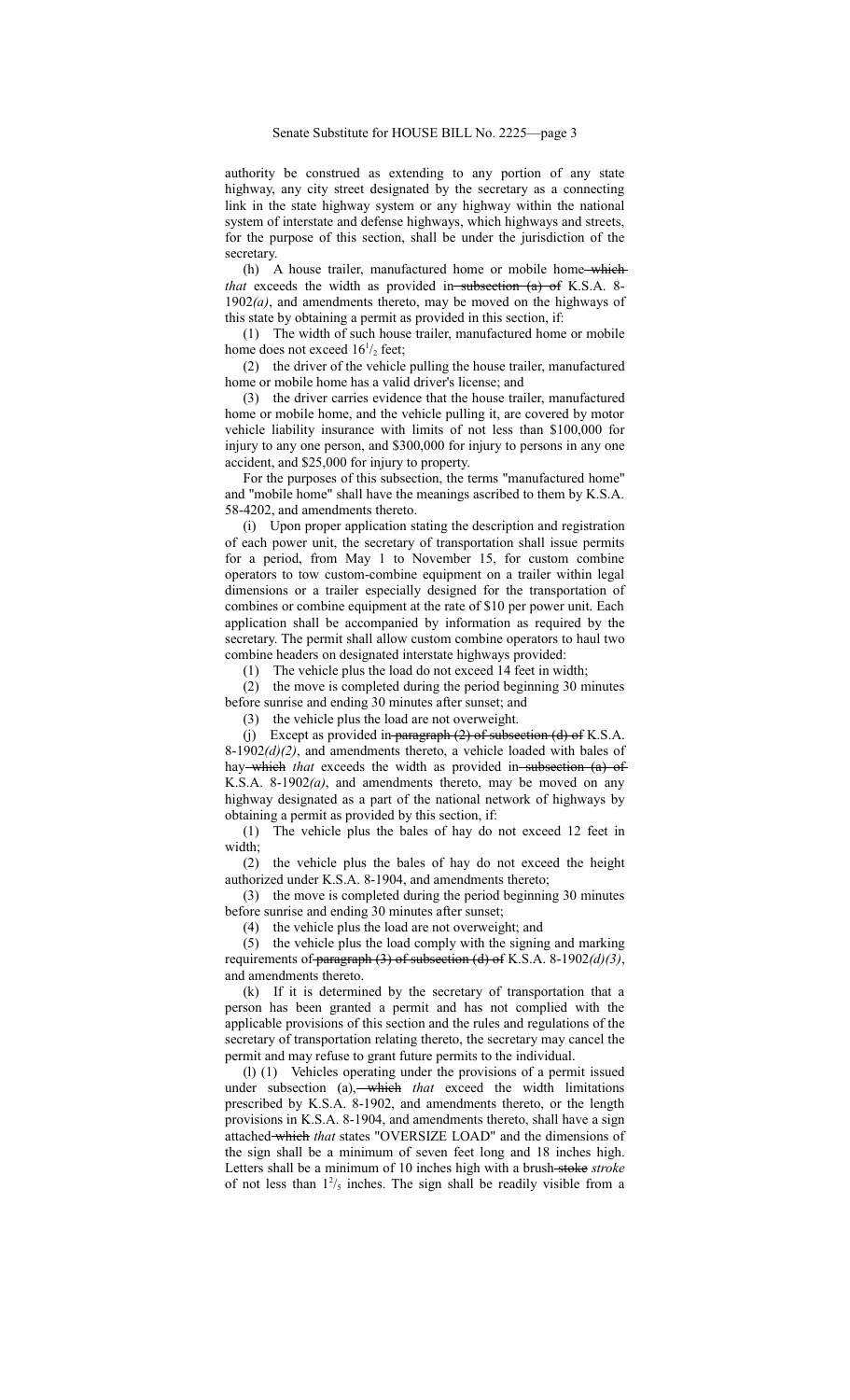authority be construed as extending to any portion of any state highway, any city street designated by the secretary as a connecting link in the state highway system or any highway within the national system of interstate and defense highways, which highways and streets, for the purpose of this section, shall be under the jurisdiction of the secretary.

(h) A house trailer, manufactured home or mobile home ~~which~~ *that* exceeds the width as provided in ~~subsection (a) of~~ K.S.A. 8-1902*(a)*, and amendments thereto, may be moved on the highways of this state by obtaining a permit as provided in this section, if:

(1) The width of such house trailer, manufactured home or mobile home does not exceed $16^1/_2$ feet;

(2) the driver of the vehicle pulling the house trailer, manufactured home or mobile home has a valid driver's license; and

(3) the driver carries evidence that the house trailer, manufactured home or mobile home, and the vehicle pulling it, are covered by motor vehicle liability insurance with limits of not less than $100,000 for injury to any one person, and $300,000 for injury to persons in any one accident, and $25,000 for injury to property.

For the purposes of this subsection, the terms "manufactured home" and "mobile home" shall have the meanings ascribed to them by K.S.A. 58-4202, and amendments thereto.

(i) Upon proper application stating the description and registration of each power unit, the secretary of transportation shall issue permits for a period, from May 1 to November 15, for custom combine operators to tow custom-combine equipment on a trailer within legal dimensions or a trailer especially designed for the transportation of combines or combine equipment at the rate of $10 per power unit. Each application shall be accompanied by information as required by the secretary. The permit shall allow custom combine operators to haul two combine headers on designated interstate highways provided:

(1) The vehicle plus the load do not exceed 14 feet in width;

(2) the move is completed during the period beginning 30 minutes before sunrise and ending 30 minutes after sunset; and

(3) the vehicle plus the load are not overweight.

(j) Except as provided in ~~paragraph (2) of subsection (d) of~~ K.S.A. 8-1902*(d)(2)*, and amendments thereto, a vehicle loaded with bales of hay ~~which~~ *that* exceeds the width as provided in ~~subsection (a) of~~ K.S.A. 8-1902*(a)*, and amendments thereto, may be moved on any highway designated as a part of the national network of highways by obtaining a permit as provided by this section, if:

(1) The vehicle plus the bales of hay do not exceed 12 feet in width;

(2) the vehicle plus the bales of hay do not exceed the height authorized under K.S.A. 8-1904, and amendments thereto;

(3) the move is completed during the period beginning 30 minutes before sunrise and ending 30 minutes after sunset;

(4) the vehicle plus the load are not overweight; and

(5) the vehicle plus the load comply with the signing and marking requirements of ~~paragraph (3) of subsection (d) of~~ K.S.A. 8-1902*(d)(3)*, and amendments thereto.

(k) If it is determined by the secretary of transportation that a person has been granted a permit and has not complied with the applicable provisions of this section and the rules and regulations of the secretary of transportation relating thereto, the secretary may cancel the permit and may refuse to grant future permits to the individual.

(l) (1) Vehicles operating under the provisions of a permit issued under subsection (a), ~~which~~ *that* exceed the width limitations prescribed by K.S.A. 8-1902, and amendments thereto, or the length provisions in K.S.A. 8-1904, and amendments thereto, shall have a sign attached ~~which~~ *that* states "OVERSIZE LOAD" and the dimensions of the sign shall be a minimum of seven feet long and 18 inches high. Letters shall be a minimum of 10 inches high with a brush ~~stoke~~ *stroke* of not less than $1^2/_5$ inches. The sign shall be readily visible from a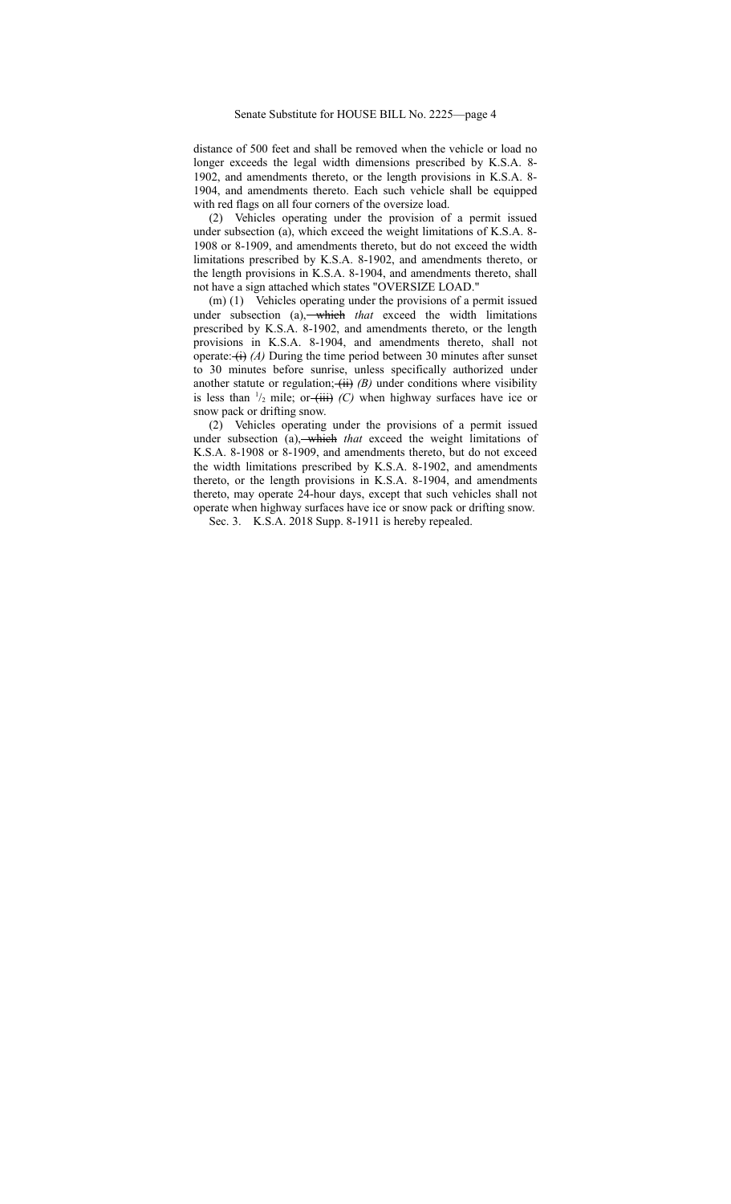distance of 500 feet and shall be removed when the vehicle or load no longer exceeds the legal width dimensions prescribed by K.S.A. 8-1902, and amendments thereto, or the length provisions in K.S.A. 8-1904, and amendments thereto. Each such vehicle shall be equipped with red flags on all four corners of the oversize load.

(2) Vehicles operating under the provision of a permit issued under subsection (a), which exceed the weight limitations of K.S.A. 8-1908 or 8-1909, and amendments thereto, but do not exceed the width limitations prescribed by K.S.A. 8-1902, and amendments thereto, or the length provisions in K.S.A. 8-1904, and amendments thereto, shall not have a sign attached which states "OVERSIZE LOAD."

(m) (1) Vehicles operating under the provisions of a permit issued under subsection (a), ~~which~~ *that* exceed the width limitations prescribed by K.S.A. 8-1902, and amendments thereto, or the length provisions in K.S.A. 8-1904, and amendments thereto, shall not operate: ~~(i)~~ *(A)* During the time period between 30 minutes after sunset to 30 minutes before sunrise, unless specifically authorized under another statute or regulation; ~~(ii)~~ *(B)* under conditions where visibility is less than $^{1}/_{2}$ mile; or ~~(iii)~~ *(C)* when highway surfaces have ice or snow pack or drifting snow.

(2) Vehicles operating under the provisions of a permit issued under subsection (a), ~~which~~ *that* exceed the weight limitations of K.S.A. 8-1908 or 8-1909, and amendments thereto, but do not exceed the width limitations prescribed by K.S.A. 8-1902, and amendments thereto, or the length provisions in K.S.A. 8-1904, and amendments thereto, may operate 24-hour days, except that such vehicles shall not operate when highway surfaces have ice or snow pack or drifting snow.

Sec. 3. K.S.A. 2018 Supp. 8-1911 is hereby repealed.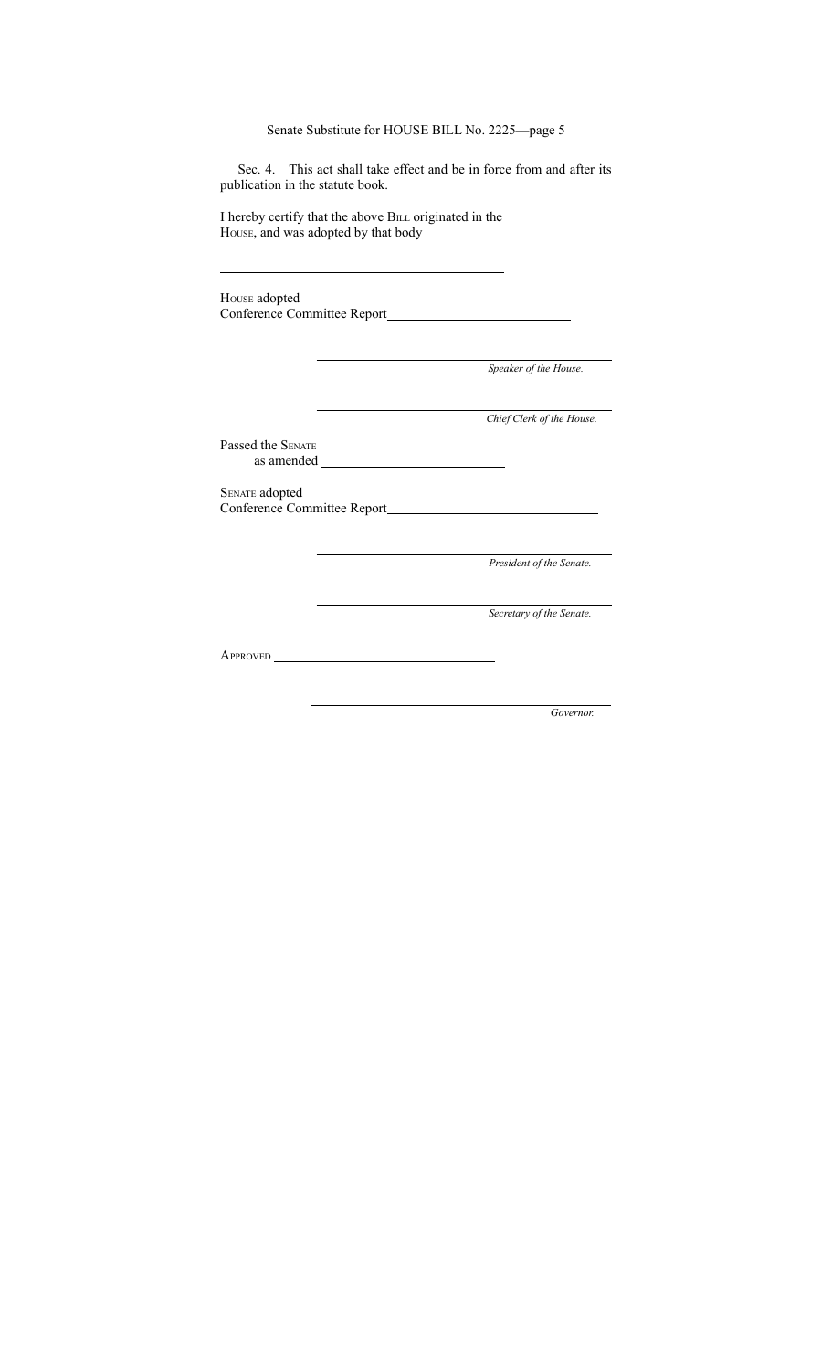Sec. 4. This act shall take effect and be in force from and after its publication in the statute book.

I hereby certify that the above BILL originated in the HOUSE, and was adopted by that body

\_\_\_\_\_\_\_\_\_\_\_\_\_\_\_\_\_\_\_\_\_\_\_\_\_\_\_\_\_\_\_\_

HOUSE adopted
Conference Committee Report\_\_\_\_\_\_\_\_\_\_\_\_\_\_\_\_\_\_\_\_\_\_\_\_

\_\_\_\_\_\_\_\_\_\_\_\_\_\_\_\_\_\_\_\_\_\_\_\_\_\_\_\_\_\_\_\_
*Speaker of the House.*

\_\_\_\_\_\_\_\_\_\_\_\_\_\_\_\_\_\_\_\_\_\_\_\_\_\_\_\_\_\_\_\_
*Chief Clerk of the House.*

Passed the SENATE
as amended \_\_\_\_\_\_\_\_\_\_\_\_\_\_\_\_\_\_\_\_\_\_\_\_

SENATE adopted
Conference Committee Report\_\_\_\_\_\_\_\_\_\_\_\_\_\_\_\_\_\_\_\_\_\_\_\_

\_\_\_\_\_\_\_\_\_\_\_\_\_\_\_\_\_\_\_\_\_\_\_\_\_\_\_\_\_\_\_\_
*President of the Senate.*

\_\_\_\_\_\_\_\_\_\_\_\_\_\_\_\_\_\_\_\_\_\_\_\_\_\_\_\_\_\_\_\_
*Secretary of the Senate.*

APPROVED \_\_\_\_\_\_\_\_\_\_\_\_\_\_\_\_\_\_\_\_\_\_\_\_\_\_\_\_

\_\_\_\_\_\_\_\_\_\_\_\_\_\_\_\_\_\_\_\_\_\_\_\_\_\_\_\_\_\_\_\_
*Governor.*